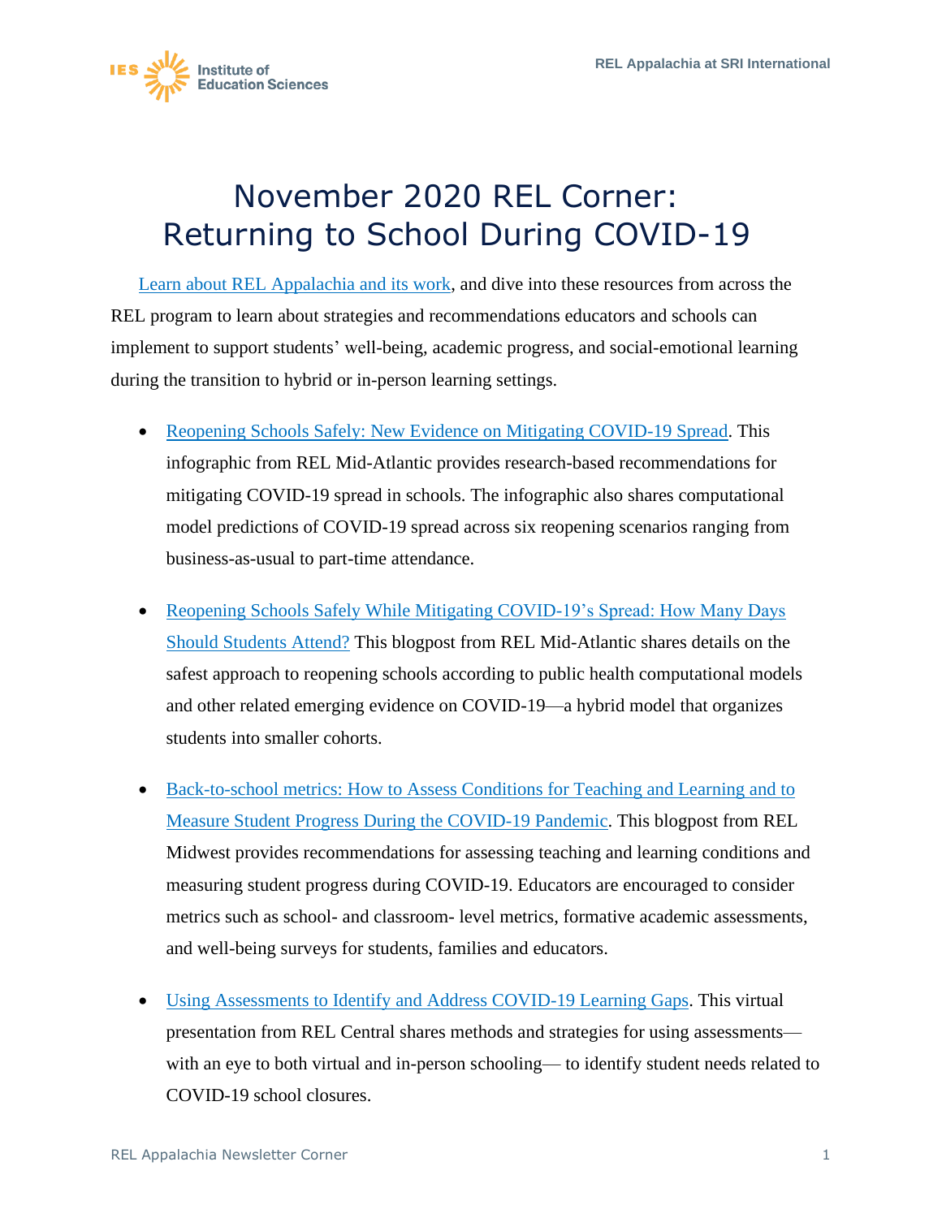# November 2020 REL Corner: Returning to School During COVID-19

Learn about REL Appalachia and its work, and dive into these resources from across the REL program to learn about strategies and recommendations educators and schools can implement to support students' well-being, academic progress, and social-emotional learning during the transition to hybrid or in-person learning settings.

- Reopening Schools Safely: New Evidence on Mitigating COVID-19 Spread. This infographic from REL Mid-Atlantic provides research-based recommendations for mitigating COVID-19 spread in schools. The infographic also shares computational model predictions of COVID-19 spread across six reopening scenarios ranging from business-as-usual to part-time attendance.

- Reopening Schools Safely While Mitigating COVID-19's Spread: How Many Days Should Students Attend? This blogpost from REL Mid-Atlantic shares details on the safest approach to reopening schools according to public health computational models and other related emerging evidence on COVID-19—a hybrid model that organizes students into smaller cohorts.

- Back-to-school metrics: How to Assess Conditions for Teaching and Learning and to Measure Student Progress During the COVID-19 Pandemic. This blogpost from REL Midwest provides recommendations for assessing teaching and learning conditions and measuring student progress during COVID-19. Educators are encouraged to consider metrics such as school- and classroom- level metrics, formative academic assessments, and well-being surveys for students, families and educators.

- Using Assessments to Identify and Address COVID-19 Learning Gaps. This virtual presentation from REL Central shares methods and strategies for using assessments—with an eye to both virtual and in-person schooling— to identify student needs related to COVID-19 school closures.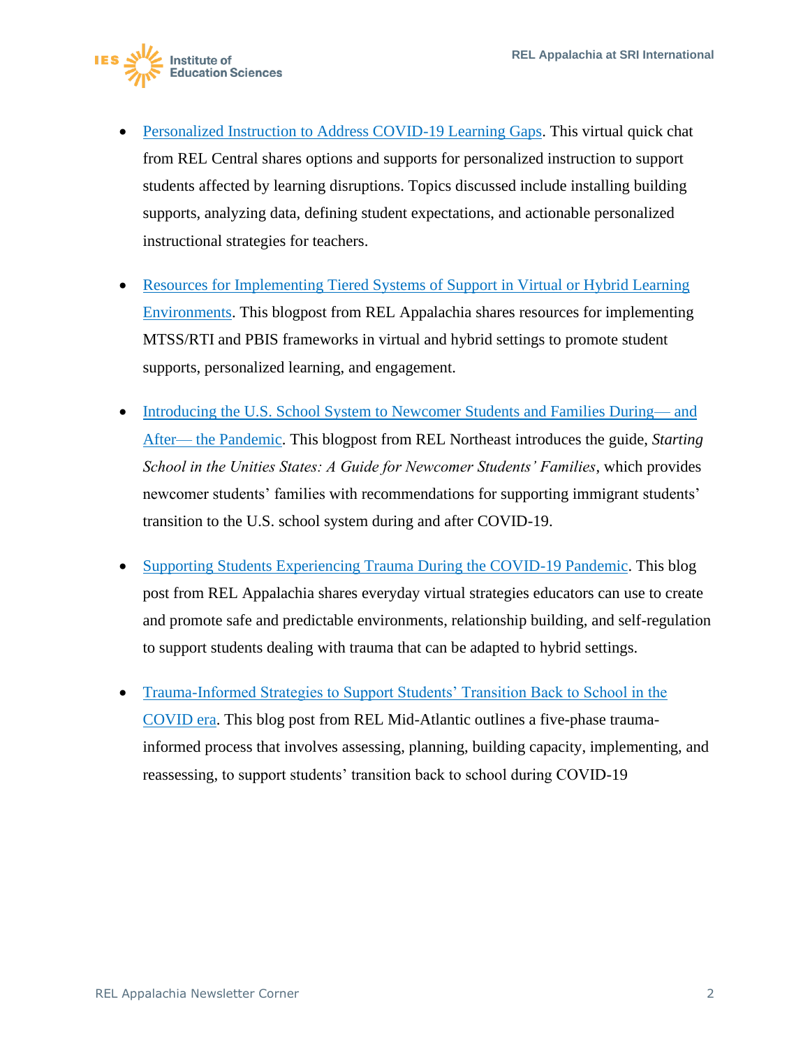- Personalized Instruction to Address COVID-19 Learning Gaps. This virtual quick chat from REL Central shares options and supports for personalized instruction to support students affected by learning disruptions. Topics discussed include installing building supports, analyzing data, defining student expectations, and actionable personalized instructional strategies for teachers.

- Resources for Implementing Tiered Systems of Support in Virtual or Hybrid Learning Environments. This blogpost from REL Appalachia shares resources for implementing MTSS/RTI and PBIS frameworks in virtual and hybrid settings to promote student supports, personalized learning, and engagement.

- Introducing the U.S. School System to Newcomer Students and Families During— and After— the Pandemic. This blogpost from REL Northeast introduces the guide, *Starting School in the Unities States: A Guide for Newcomer Students' Families*, which provides newcomer students' families with recommendations for supporting immigrant students' transition to the U.S. school system during and after COVID-19.

- Supporting Students Experiencing Trauma During the COVID-19 Pandemic. This blog post from REL Appalachia shares everyday virtual strategies educators can use to create and promote safe and predictable environments, relationship building, and self-regulation to support students dealing with trauma that can be adapted to hybrid settings.

- Trauma-Informed Strategies to Support Students' Transition Back to School in the COVID era. This blog post from REL Mid-Atlantic outlines a five-phase trauma-informed process that involves assessing, planning, building capacity, implementing, and reassessing, to support students' transition back to school during COVID-19